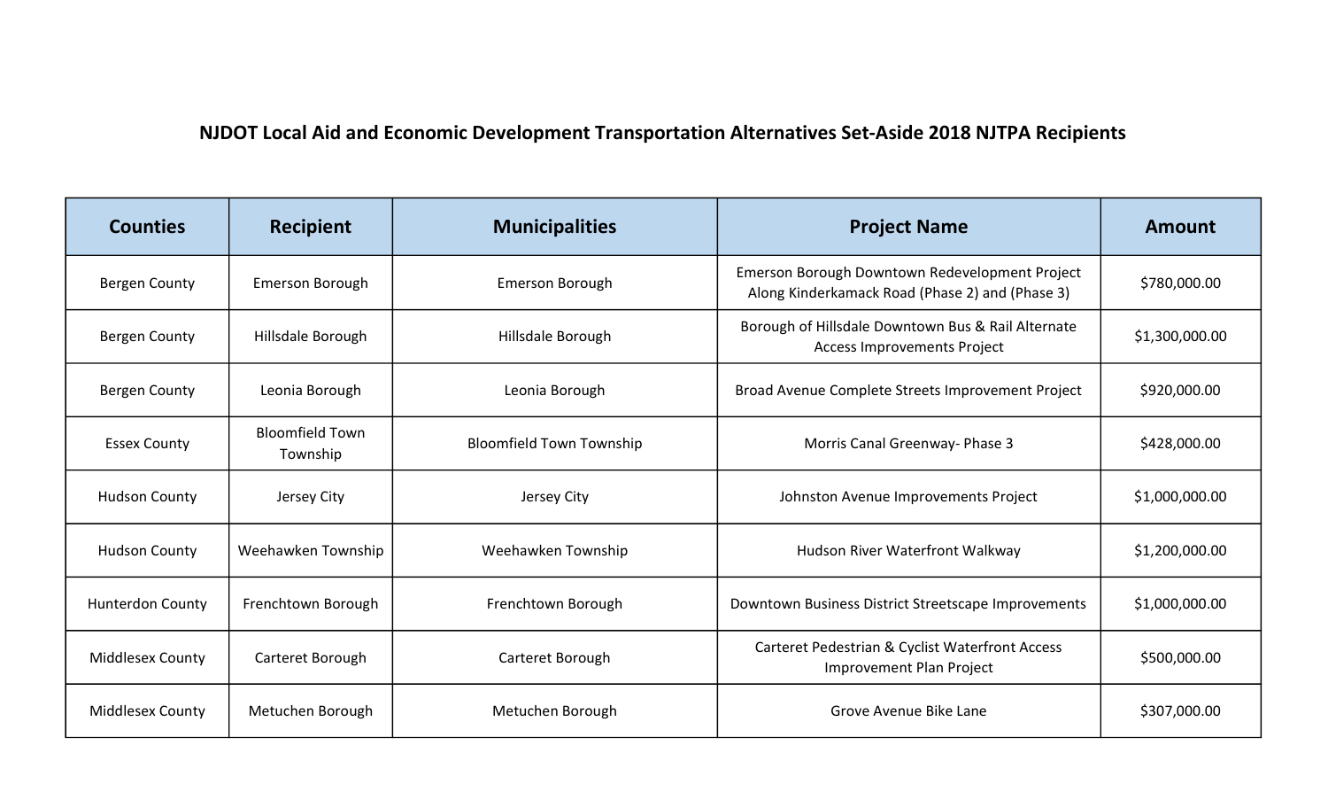# NJDOT Local Aid and Economic Development Transportation Alternatives Set-Aside 2018 NJTPA Recipients

| Counties | Recipient | Municipalities | Project Name | Amount |
|---|---|---|---|---|
| Bergen County | Emerson Borough | Emerson Borough | Emerson Borough Downtown Redevelopment Project Along Kinderkamack Road (Phase 2) and (Phase 3) | $780,000.00 |
| Bergen County | Hillsdale Borough | Hillsdale Borough | Borough of Hillsdale Downtown Bus & Rail Alternate Access Improvements Project | $1,300,000.00 |
| Bergen County | Leonia Borough | Leonia Borough | Broad Avenue Complete Streets Improvement Project | $920,000.00 |
| Essex County | Bloomfield Town Township | Bloomfield Town Township | Morris Canal Greenway- Phase 3 | $428,000.00 |
| Hudson County | Jersey City | Jersey City | Johnston Avenue Improvements Project | $1,000,000.00 |
| Hudson County | Weehawken Township | Weehawken Township | Hudson River Waterfront Walkway | $1,200,000.00 |
| Hunterdon County | Frenchtown Borough | Frenchtown Borough | Downtown Business District Streetscape Improvements | $1,000,000.00 |
| Middlesex County | Carteret Borough | Carteret Borough | Carteret Pedestrian & Cyclist Waterfront Access Improvement Plan Project | $500,000.00 |
| Middlesex County | Metuchen Borough | Metuchen Borough | Grove Avenue Bike Lane | $307,000.00 |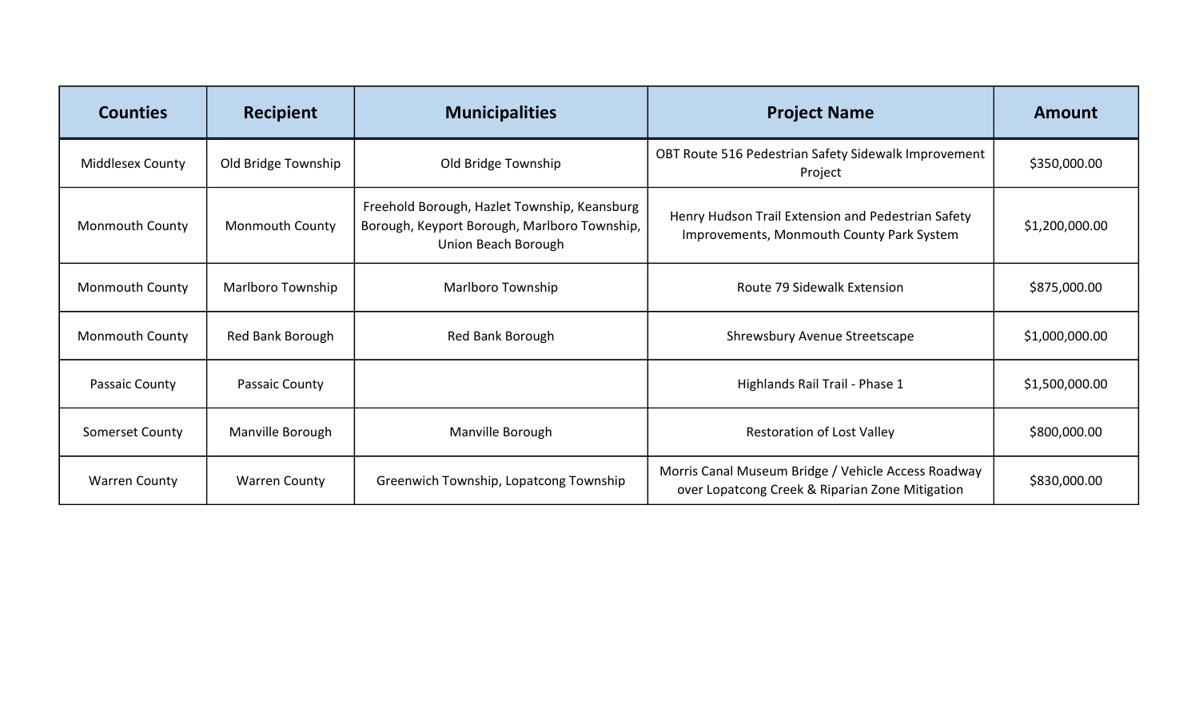| Counties | Recipient | Municipalities | Project Name | Amount |
| --- | --- | --- | --- | --- |
| Middlesex County | Old Bridge Township | Old Bridge Township | OBT Route 516 Pedestrian Safety Sidewalk Improvement Project | $350,000.00 |
| Monmouth County | Monmouth County | Freehold Borough, Hazlet Township, Keansburg Borough, Keyport Borough, Marlboro Township, Union Beach Borough | Henry Hudson Trail Extension and Pedestrian Safety Improvements, Monmouth County Park System | $1,200,000.00 |
| Monmouth County | Marlboro Township | Marlboro Township | Route 79 Sidewalk Extension | $875,000.00 |
| Monmouth County | Red Bank Borough | Red Bank Borough | Shrewsbury Avenue Streetscape | $1,000,000.00 |
| Passaic County | Passaic County | | Highlands Rail Trail - Phase 1 | $1,500,000.00 |
| Somerset County | Manville Borough | Manville Borough | Restoration of Lost Valley | $800,000.00 |
| Warren County | Warren County | Greenwich Township, Lopatcong Township | Morris Canal Museum Bridge / Vehicle Access Roadway over Lopatcong Creek & Riparian Zone Mitigation | $830,000.00 |